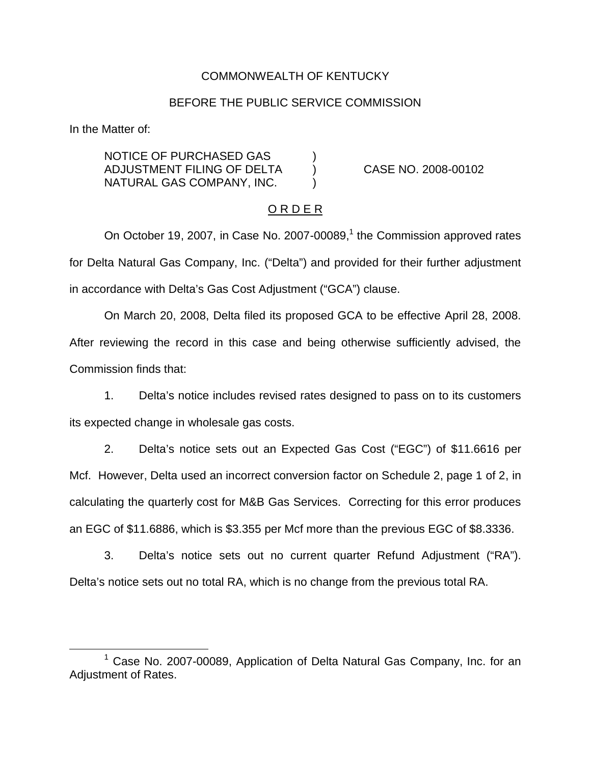COMMONWEALTH OF KENTUCKY

BEFORE THE PUBLIC SERVICE COMMISSION

In the Matter of:

NOTICE OF PURCHASED GAS ADJUSTMENT FILING OF DELTA NATURAL GAS COMPANY, INC. ) CASE NO. 2008-00102

O R D E R

On October 19, 2007, in Case No. 2007-00089,[1] the Commission approved rates for Delta Natural Gas Company, Inc. ("Delta") and provided for their further adjustment in accordance with Delta's Gas Cost Adjustment ("GCA") clause.

On March 20, 2008, Delta filed its proposed GCA to be effective April 28, 2008. After reviewing the record in this case and being otherwise sufficiently advised, the Commission finds that:

1. Delta's notice includes revised rates designed to pass on to its customers its expected change in wholesale gas costs.

2. Delta's notice sets out an Expected Gas Cost ("EGC") of $11.6616 per Mcf. However, Delta used an incorrect conversion factor on Schedule 2, page 1 of 2, in calculating the quarterly cost for M&B Gas Services. Correcting for this error produces an EGC of $11.6886, which is $3.355 per Mcf more than the previous EGC of $8.3336.

3. Delta's notice sets out no current quarter Refund Adjustment ("RA"). Delta's notice sets out no total RA, which is no change from the previous total RA.

[1] Case No. 2007-00089, Application of Delta Natural Gas Company, Inc. for an Adjustment of Rates.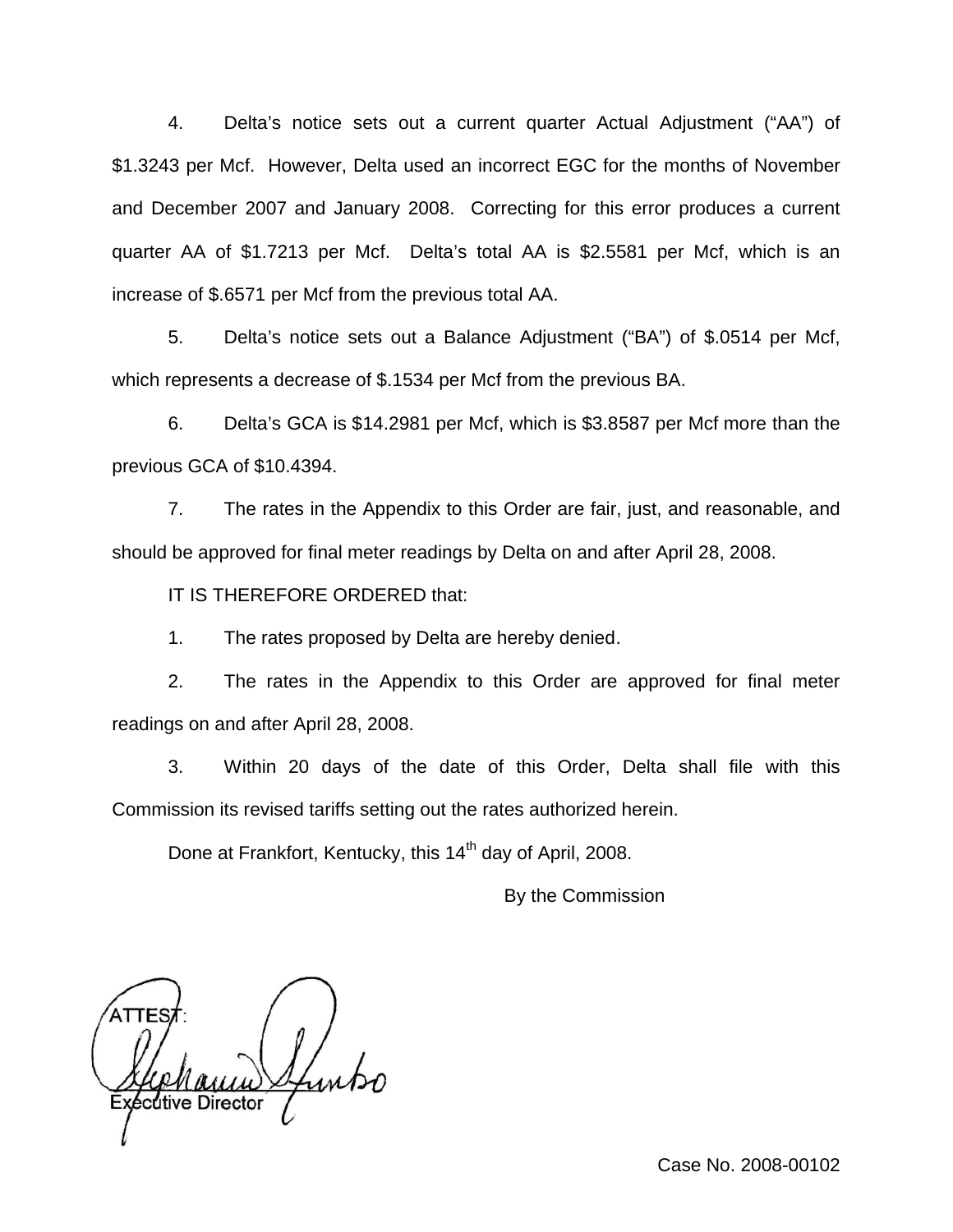4. Delta's notice sets out a current quarter Actual Adjustment ("AA") of $1.3243 per Mcf. However, Delta used an incorrect EGC for the months of November and December 2007 and January 2008. Correcting for this error produces a current quarter AA of $1.7213 per Mcf. Delta's total AA is $2.5581 per Mcf, which is an increase of $.6571 per Mcf from the previous total AA.

5. Delta's notice sets out a Balance Adjustment ("BA") of $.0514 per Mcf, which represents a decrease of $.1534 per Mcf from the previous BA.

6. Delta's GCA is $14.2981 per Mcf, which is $3.8587 per Mcf more than the previous GCA of $10.4394.

7. The rates in the Appendix to this Order are fair, just, and reasonable, and should be approved for final meter readings by Delta on and after April 28, 2008.

IT IS THEREFORE ORDERED that:

1. The rates proposed by Delta are hereby denied.

2. The rates in the Appendix to this Order are approved for final meter readings on and after April 28, 2008.

3. Within 20 days of the date of this Order, Delta shall file with this Commission its revised tariffs setting out the rates authorized herein.

Done at Frankfort, Kentucky, this 14th day of April, 2008.

By the Commission

ATTEST:

Executive Director

Case No. 2008-00102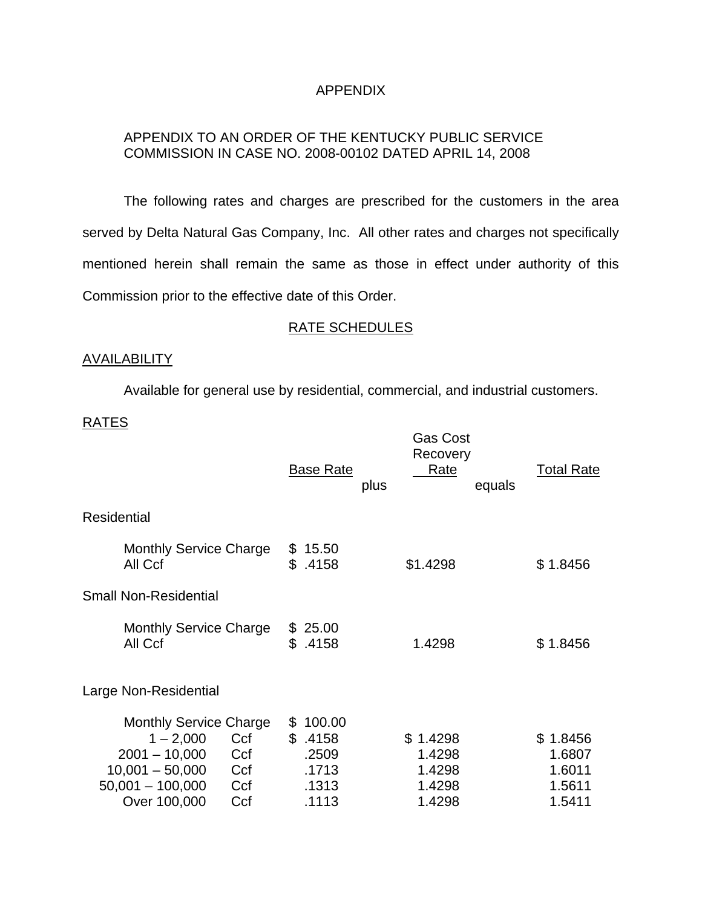APPENDIX

APPENDIX TO AN ORDER OF THE KENTUCKY PUBLIC SERVICE COMMISSION IN CASE NO. 2008-00102 DATED APRIL 14, 2008

The following rates and charges are prescribed for the customers in the area served by Delta Natural Gas Company, Inc. All other rates and charges not specifically mentioned herein shall remain the same as those in effect under authority of this Commission prior to the effective date of this Order.

RATE SCHEDULES

AVAILABILITY

Available for general use by residential, commercial, and industrial customers.

RATES

| | | Base Rate | plus | Gas Cost Recovery Rate | equals | Total Rate |
|---|---|---|---|---|---|---|
| **Residential** | | | | | | |
| Monthly Service Charge | | $ 15.50 | | | | |
| All Ccf | | $ .4158 | | $1.4298 | | $ 1.8456 |
| **Small Non-Residential** | | | | | | |
| Monthly Service Charge | | $ 25.00 | | | | |
| All Ccf | | $ .4158 | | 1.4298 | | $ 1.8456 |
| **Large Non-Residential** | | | | | | |
| Monthly Service Charge | | $ 100.00 | | | | |
| 1 – 2,000 | Ccf | $ .4158 | | $ 1.4298 | | $ 1.8456 |
| 2001 – 10,000 | Ccf | .2509 | | 1.4298 | | 1.6807 |
| 10,001 – 50,000 | Ccf | .1713 | | 1.4298 | | 1.6011 |
| 50,001 – 100,000 | Ccf | .1313 | | 1.4298 | | 1.5611 |
| Over 100,000 | Ccf | .1113 | | 1.4298 | | 1.5411 |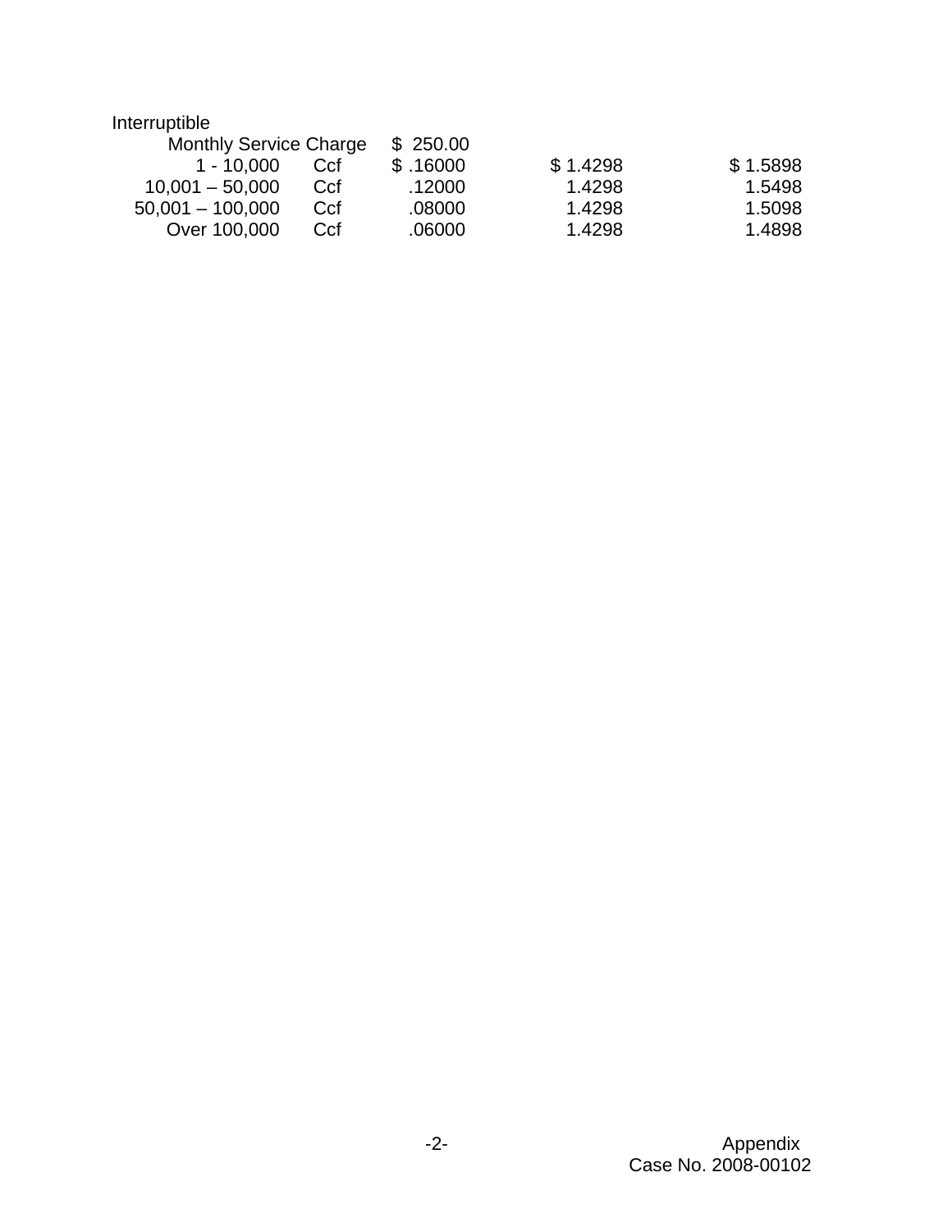Interruptible

| | | | | |
|---|---|---|---|---|
| Monthly Service Charge | | $ 250.00 | | |
| 1 - 10,000 | Ccf | $ .16000 | $ 1.4298 | $ 1.5898 |
| 10,001 – 50,000 | Ccf | .12000 | 1.4298 | 1.5498 |
| 50,001 – 100,000 | Ccf | .08000 | 1.4298 | 1.5098 |
| Over 100,000 | Ccf | .06000 | 1.4298 | 1.4898 |